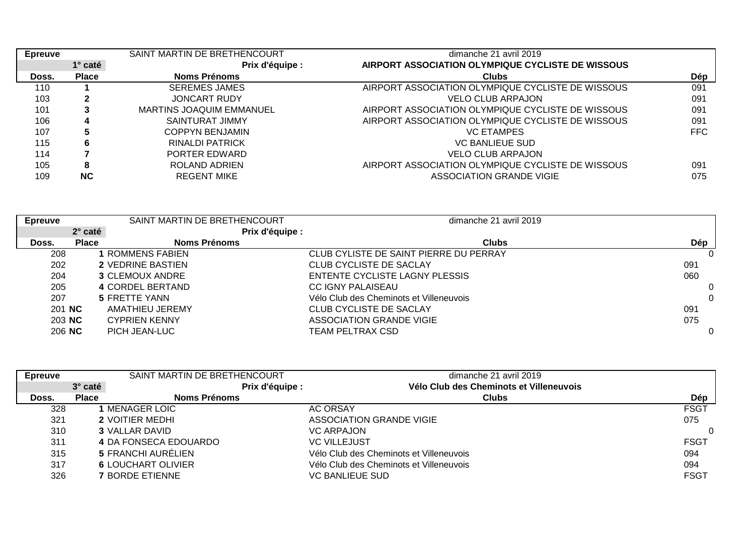| Epreuve | | SAINT MARTIN DE BRETHENCOURT | dimanche 21 avril 2019 | |
|---|---|---|---|---|
| | **1° caté** | **Prix d'équipe :** | **AIRPORT ASSOCIATION OLYMPIQUE CYCLISTE DE WISSOUS** | |
| **Doss.** | **Place** | **Noms Prénoms** | **Clubs** | **Dép** |
| 110 | **1** | SEREMES JAMES | AIRPORT ASSOCIATION OLYMPIQUE CYCLISTE DE WISSOUS | 091 |
| 103 | **2** | JONCART RUDY | VELO CLUB ARPAJON | 091 |
| 101 | **3** | MARTINS JOAQUIM EMMANUEL | AIRPORT ASSOCIATION OLYMPIQUE CYCLISTE DE WISSOUS | 091 |
| 106 | **4** | SAINTURAT JIMMY | AIRPORT ASSOCIATION OLYMPIQUE CYCLISTE DE WISSOUS | 091 |
| 107 | **5** | COPPYN BENJAMIN | VC ETAMPES | FFC |
| 115 | **6** | RINALDI PATRICK | VC BANLIEUE SUD | |
| 114 | **7** | PORTER EDWARD | VELO CLUB ARPAJON | |
| 105 | **8** | ROLAND ADRIEN | AIRPORT ASSOCIATION OLYMPIQUE CYCLISTE DE WISSOUS | 091 |
| 109 | **NC** | REGENT MIKE | ASSOCIATION GRANDE VIGIE | 075 |

| Epreuve | | SAINT MARTIN DE BRETHENCOURT | dimanche 21 avril 2019 | |
|---|---|---|---|---|
| | **2° caté** | **Prix d'équipe :** | | |
| **Doss.** | **Place** | **Noms Prénoms** | **Clubs** | **Dép** |
| 208 | **1** | ROMMENS FABIEN | CLUB CYLISTE DE SAINT PIERRE DU PERRAY | 0 |
| 202 | **2** | VEDRINE BASTIEN | CLUB CYCLISTE DE SACLAY | 091 |
| 204 | **3** | CLEMOUX ANDRE | ENTENTE CYCLISTE LAGNY PLESSIS | 060 |
| 205 | **4** | CORDEL BERTAND | CC IGNY PALAISEAU | 0 |
| 207 | **5** | FRETTE YANN | Vélo Club des Cheminots et Villeneuvois | 0 |
| 201 | **NC** | AMATHIEU JEREMY | CLUB CYCLISTE DE SACLAY | 091 |
| 203 | **NC** | CYPRIEN KENNY | ASSOCIATION GRANDE VIGIE | 075 |
| 206 | **NC** | PICH JEAN-LUC | TEAM PELTRAX CSD | 0 |

| Epreuve | | SAINT MARTIN DE BRETHENCOURT | dimanche 21 avril 2019 | |
|---|---|---|---|---|
| | **3° caté** | **Prix d'équipe :** | **Vélo Club des Cheminots et Villeneuvois** | |
| **Doss.** | **Place** | **Noms Prénoms** | **Clubs** | **Dép** |
| 328 | **1** | MENAGER LOIC | AC ORSAY | FSGT |
| 321 | **2** | VOITIER MEDHI | ASSOCIATION GRANDE VIGIE | 075 |
| 310 | **3** | VALLAR DAVID | VC ARPAJON | 0 |
| 311 | **4** | DA FONSECA EDOUARDO | VC VILLEJUST | FSGT |
| 315 | **5** | FRANCHI AURÉLIEN | Vélo Club des Cheminots et Villeneuvois | 094 |
| 317 | **6** | LOUCHART OLIVIER | Vélo Club des Cheminots et Villeneuvois | 094 |
| 326 | **7** | BORDE ETIENNE | VC BANLIEUE SUD | FSGT |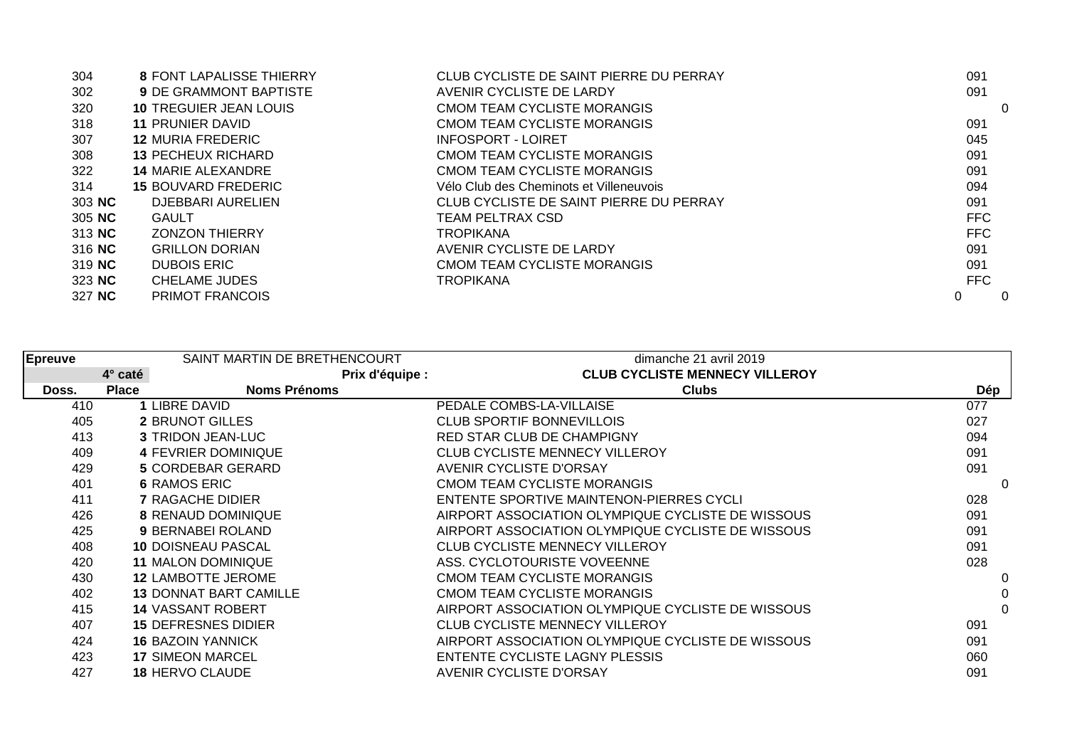| | | | | |
|---|---|---|---|---|
| 304 | **8** | FONT LAPALISSE THIERRY | CLUB CYCLISTE DE SAINT PIERRE DU PERRAY | 091 |
| 302 | **9** | DE GRAMMONT BAPTISTE | AVENIR CYCLISTE DE LARDY | 091 |
| 320 | **10** | TREGUIER JEAN LOUIS | CMOM TEAM CYCLISTE MORANGIS | 0 |
| 318 | **11** | PRUNIER DAVID | CMOM TEAM CYCLISTE MORANGIS | 091 |
| 307 | **12** | MURIA FREDERIC | INFOSPORT - LOIRET | 045 |
| 308 | **13** | PECHEUX RICHARD | CMOM TEAM CYCLISTE MORANGIS | 091 |
| 322 | **14** | MARIE ALEXANDRE | CMOM TEAM CYCLISTE MORANGIS | 091 |
| 314 | **15** | BOUVARD FREDERIC | Vélo Club des Cheminots et Villeneuvois | 094 |
| 303 | **NC** | DJEBBARI AURELIEN | CLUB CYCLISTE DE SAINT PIERRE DU PERRAY | 091 |
| 305 | **NC** | GAULT | TEAM PELTRAX CSD | FFC |
| 313 | **NC** | ZONZON THIERRY | TROPIKANA | FFC |
| 316 | **NC** | GRILLON DORIAN | AVENIR CYCLISTE DE LARDY | 091 |
| 319 | **NC** | DUBOIS ERIC | CMOM TEAM CYCLISTE MORANGIS | 091 |
| 323 | **NC** | CHELAME JUDES | TROPIKANA | FFC |
| 327 | **NC** | PRIMOT FRANCOIS | 0 | 0 |

| **Epreuve** | | SAINT MARTIN DE BRETHENCOURT | dimanche 21 avril 2019 | |
|---|---|---|---|---|
| | **4° caté** | **Prix d'équipe :** | **CLUB CYCLISTE MENNECY VILLEROY** | |
| **Doss.** | **Place** | **Noms Prénoms** | **Clubs** | **Dép** |
| 410 | **1** | LIBRE DAVID | PEDALE COMBS-LA-VILLAISE | 077 |
| 405 | **2** | BRUNOT GILLES | CLUB SPORTIF BONNEVILLOIS | 027 |
| 413 | **3** | TRIDON JEAN-LUC | RED STAR CLUB DE CHAMPIGNY | 094 |
| 409 | **4** | FEVRIER DOMINIQUE | CLUB CYCLISTE MENNECY VILLEROY | 091 |
| 429 | **5** | CORDEBAR GERARD | AVENIR CYCLISTE D'ORSAY | 091 |
| 401 | **6** | RAMOS ERIC | CMOM TEAM CYCLISTE MORANGIS | 0 |
| 411 | **7** | RAGACHE DIDIER | ENTENTE SPORTIVE MAINTENON-PIERRES CYCLI | 028 |
| 426 | **8** | RENAUD DOMINIQUE | AIRPORT ASSOCIATION OLYMPIQUE CYCLISTE DE WISSOUS | 091 |
| 425 | **9** | BERNABEI ROLAND | AIRPORT ASSOCIATION OLYMPIQUE CYCLISTE DE WISSOUS | 091 |
| 408 | **10** | DOISNEAU PASCAL | CLUB CYCLISTE MENNECY VILLEROY | 091 |
| 420 | **11** | MALON DOMINIQUE | ASS. CYCLOTOURISTE VOVEENNE | 028 |
| 430 | **12** | LAMBOTTE JEROME | CMOM TEAM CYCLISTE MORANGIS | 0 |
| 402 | **13** | DONNAT BART CAMILLE | CMOM TEAM CYCLISTE MORANGIS | 0 |
| 415 | **14** | VASSANT ROBERT | AIRPORT ASSOCIATION OLYMPIQUE CYCLISTE DE WISSOUS | 0 |
| 407 | **15** | DEFRESNES DIDIER | CLUB CYCLISTE MENNECY VILLEROY | 091 |
| 424 | **16** | BAZOIN YANNICK | AIRPORT ASSOCIATION OLYMPIQUE CYCLISTE DE WISSOUS | 091 |
| 423 | **17** | SIMEON MARCEL | ENTENTE CYCLISTE LAGNY PLESSIS | 060 |
| 427 | **18** | HERVO CLAUDE | AVENIR CYCLISTE D'ORSAY | 091 |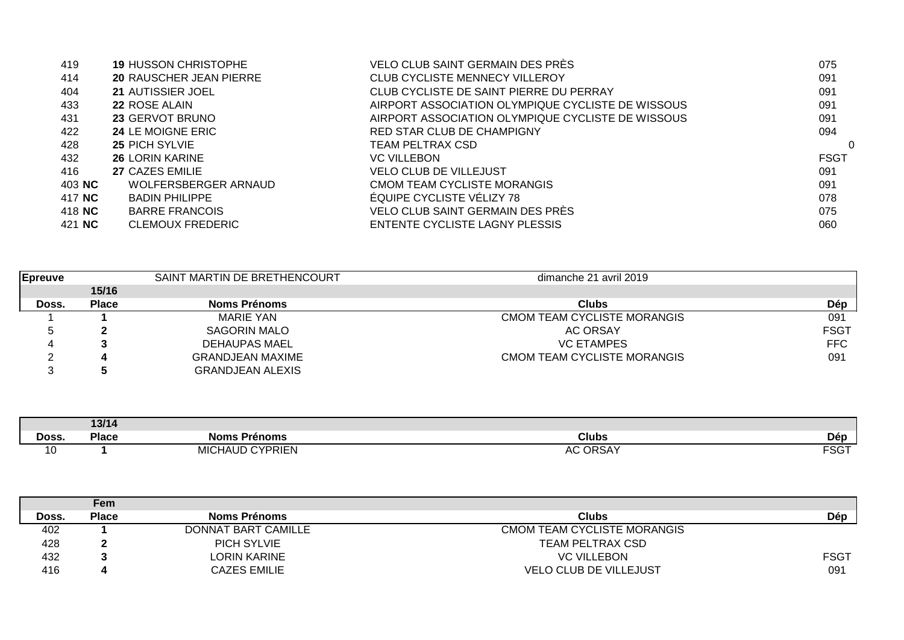| | | | | |
|---|---|---|---|---|
| 419 | **19** | HUSSON CHRISTOPHE | VELO CLUB SAINT GERMAIN DES PRÈS | 075 |
| 414 | **20** | RAUSCHER JEAN PIERRE | CLUB CYCLISTE MENNECY VILLEROY | 091 |
| 404 | **21** | AUTISSIER JOEL | CLUB CYCLISTE DE SAINT PIERRE DU PERRAY | 091 |
| 433 | **22** | ROSE ALAIN | AIRPORT ASSOCIATION OLYMPIQUE CYCLISTE DE WISSOUS | 091 |
| 431 | **23** | GERVOT BRUNO | AIRPORT ASSOCIATION OLYMPIQUE CYCLISTE DE WISSOUS | 091 |
| 422 | **24** | LE MOIGNE ERIC | RED STAR CLUB DE CHAMPIGNY | 094 |
| 428 | **25** | PICH SYLVIE | TEAM PELTRAX CSD | 0 |
| 432 | **26** | LORIN KARINE | VC VILLEBON | FSGT |
| 416 | **27** | CAZES EMILIE | VELO CLUB DE VILLEJUST | 091 |
| 403 | **NC** | WOLFERSBERGER ARNAUD | CMOM TEAM CYCLISTE MORANGIS | 091 |
| 417 | **NC** | BADIN PHILIPPE | ÉQUIPE CYCLISTE VÉLIZY 78 | 078 |
| 418 | **NC** | BARRE FRANCOIS | VELO CLUB SAINT GERMAIN DES PRÈS | 075 |
| 421 | **NC** | CLEMOUX FREDERIC | ENTENTE CYCLISTE LAGNY PLESSIS | 060 |

**Epreuve** SAINT MARTIN DE BRETHENCOURT — dimanche 21 avril 2019

**15/16**

| Doss. | Place | Noms Prénoms | Clubs | Dép |
|---|---|---|---|---|
| 1 | **1** | MARIE YAN | CMOM TEAM CYCLISTE MORANGIS | 091 |
| 5 | **2** | SAGORIN MALO | AC ORSAY | FSGT |
| 4 | **3** | DEHAUPAS MAEL | VC ETAMPES | FFC |
| 2 | **4** | GRANDJEAN MAXIME | CMOM TEAM CYCLISTE MORANGIS | 091 |
| 3 | **5** | GRANDJEAN ALEXIS | | |

**13/14**

| Doss. | Place | Noms Prénoms | Clubs | Dép |
|---|---|---|---|---|
| 10 | **1** | MICHAUD CYPRIEN | AC ORSAY | FSGT |

**Fem**

| Doss. | Place | Noms Prénoms | Clubs | Dép |
|---|---|---|---|---|
| 402 | **1** | DONNAT BART CAMILLE | CMOM TEAM CYCLISTE MORANGIS | |
| 428 | **2** | PICH SYLVIE | TEAM PELTRAX CSD | |
| 432 | **3** | LORIN KARINE | VC VILLEBON | FSGT |
| 416 | **4** | CAZES EMILIE | VELO CLUB DE VILLEJUST | 091 |